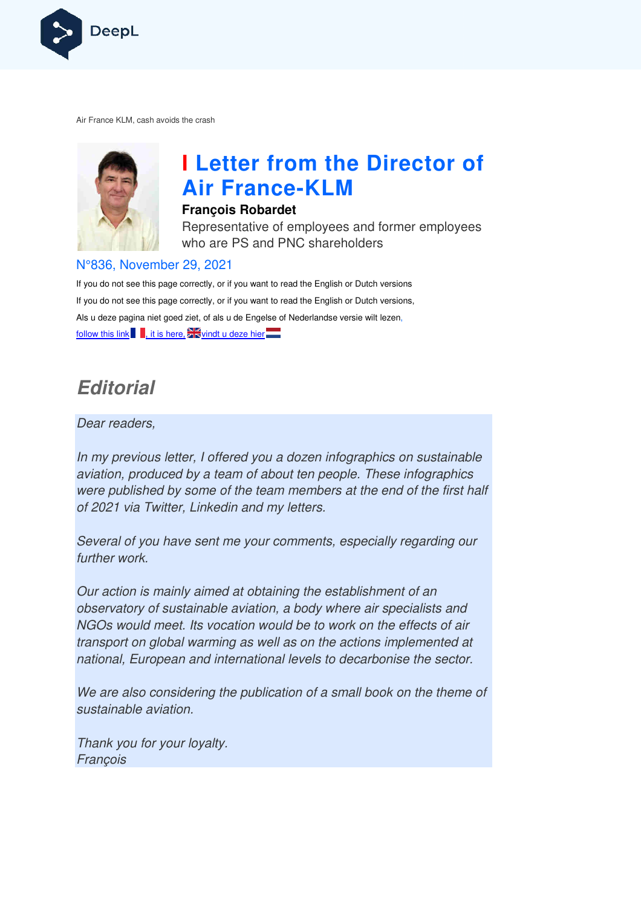Air France KLM, cash avoids the crash

# Letter from the Director of Air France-KLM

**François Robardet**

Representative of employees and former employees who are PS and PNC shareholders

N°836, November 29, 2021

If you do not see this page correctly, or if you want to read the English or Dutch versions

If you do not see this page correctly, or if you want to read the English or Dutch versions,

Als u deze pagina niet goed ziet, of als u de Engelse of Nederlandse versie wilt lezen,

follow this link, it is here, vindt u deze hier

## *Editorial*

*Dear readers,*

*In my previous letter, I offered you a dozen infographics on sustainable aviation, produced by a team of about ten people. These infographics were published by some of the team members at the end of the first half of 2021 via Twitter, Linkedin and my letters.*

*Several of you have sent me your comments, especially regarding our further work.*

*Our action is mainly aimed at obtaining the establishment of an observatory of sustainable aviation, a body where air specialists and NGOs would meet. Its vocation would be to work on the effects of air transport on global warming as well as on the actions implemented at national, European and international levels to decarbonise the sector.*

*We are also considering the publication of a small book on the theme of sustainable aviation.*

*Thank you for your loyalty.*
*François*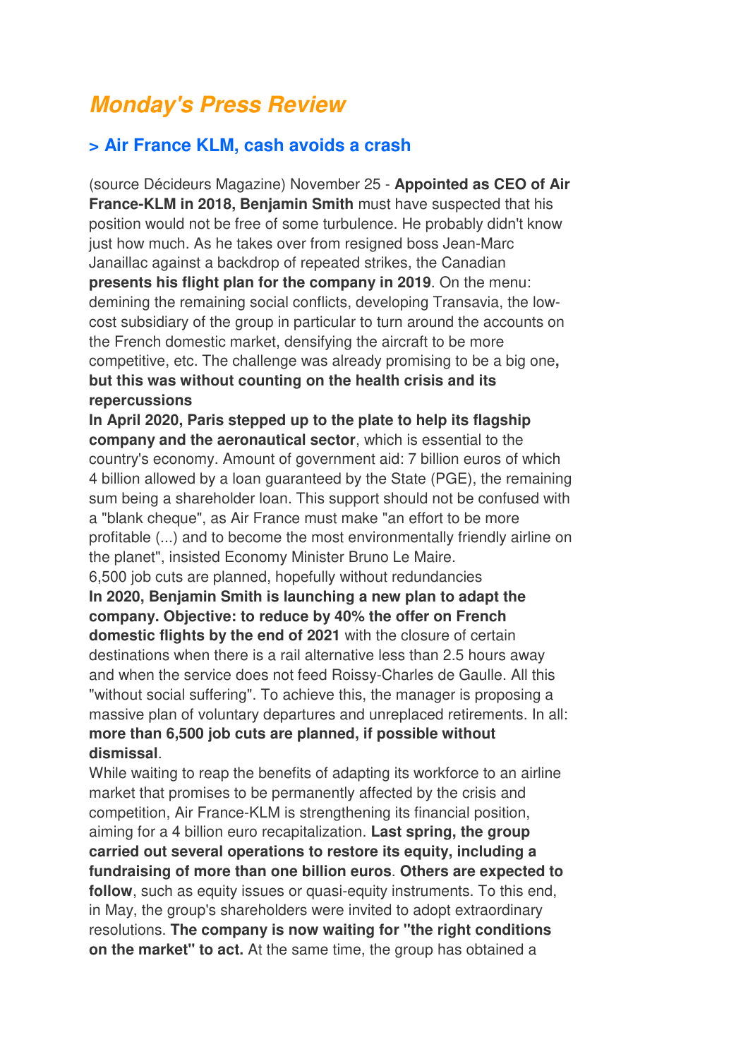# *Monday's Press Review*

## > Air France KLM, cash avoids a crash

(source Décideurs Magazine) November 25 - **Appointed as CEO of Air France-KLM in 2018, Benjamin Smith** must have suspected that his position would not be free of some turbulence. He probably didn't know just how much. As he takes over from resigned boss Jean-Marc Janaillac against a backdrop of repeated strikes, the Canadian **presents his flight plan for the company in 2019**. On the menu: demining the remaining social conflicts, developing Transavia, the low-cost subsidiary of the group in particular to turn around the accounts on the French domestic market, densifying the aircraft to be more competitive, etc. The challenge was already promising to be a big one**, but this was without counting on the health crisis and its repercussions**

**In April 2020, Paris stepped up to the plate to help its flagship company and the aeronautical sector**, which is essential to the country's economy. Amount of government aid: 7 billion euros of which 4 billion allowed by a loan guaranteed by the State (PGE), the remaining sum being a shareholder loan. This support should not be confused with a "blank cheque", as Air France must make "an effort to be more profitable (...) and to become the most environmentally friendly airline on the planet", insisted Economy Minister Bruno Le Maire.

6,500 job cuts are planned, hopefully without redundancies

**In 2020, Benjamin Smith is launching a new plan to adapt the company. Objective: to reduce by 40% the offer on French domestic flights by the end of 2021** with the closure of certain destinations when there is a rail alternative less than 2.5 hours away and when the service does not feed Roissy-Charles de Gaulle. All this "without social suffering". To achieve this, the manager is proposing a massive plan of voluntary departures and unreplaced retirements. In all: **more than 6,500 job cuts are planned, if possible without dismissal**.

While waiting to reap the benefits of adapting its workforce to an airline market that promises to be permanently affected by the crisis and competition, Air France-KLM is strengthening its financial position, aiming for a 4 billion euro recapitalization. **Last spring, the group carried out several operations to restore its equity, including a fundraising of more than one billion euros**. **Others are expected to follow**, such as equity issues or quasi-equity instruments. To this end, in May, the group's shareholders were invited to adopt extraordinary resolutions. **The company is now waiting for "the right conditions on the market" to act.** At the same time, the group has obtained a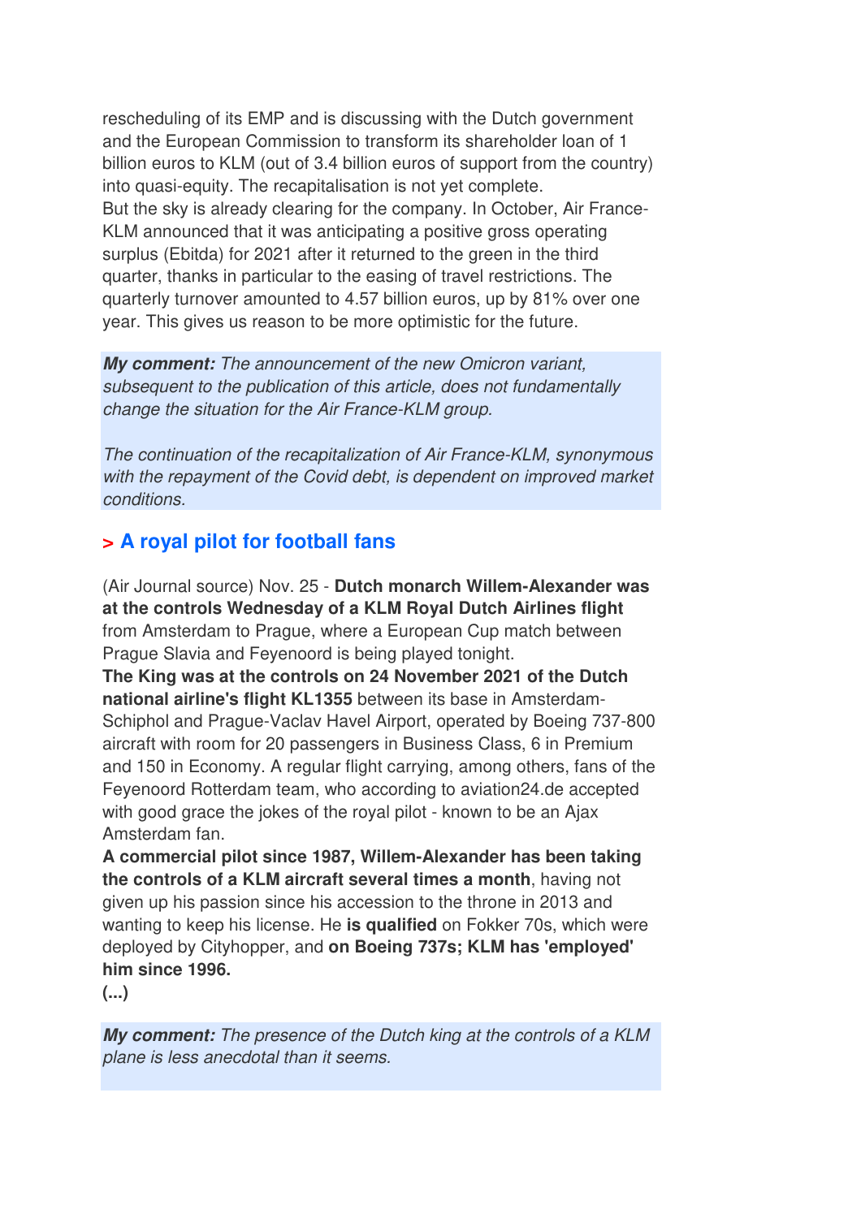rescheduling of its EMP and is discussing with the Dutch government and the European Commission to transform its shareholder loan of 1 billion euros to KLM (out of 3.4 billion euros of support from the country) into quasi-equity. The recapitalisation is not yet complete.
But the sky is already clearing for the company. In October, Air France-KLM announced that it was anticipating a positive gross operating surplus (Ebitda) for 2021 after it returned to the green in the third quarter, thanks in particular to the easing of travel restrictions. The quarterly turnover amounted to 4.57 billion euros, up by 81% over one year. This gives us reason to be more optimistic for the future.

***My comment:*** *The announcement of the new Omicron variant, subsequent to the publication of this article, does not fundamentally change the situation for the Air France-KLM group.*

*The continuation of the recapitalization of Air France-KLM, synonymous with the repayment of the Covid debt, is dependent on improved market conditions.*

## > A royal pilot for football fans

(Air Journal source) Nov. 25 - **Dutch monarch Willem-Alexander was at the controls Wednesday of a KLM Royal Dutch Airlines flight** from Amsterdam to Prague, where a European Cup match between Prague Slavia and Feyenoord is being played tonight.
**The King was at the controls on 24 November 2021 of the Dutch national airline's flight KL1355** between its base in Amsterdam-Schiphol and Prague-Vaclav Havel Airport, operated by Boeing 737-800 aircraft with room for 20 passengers in Business Class, 6 in Premium and 150 in Economy. A regular flight carrying, among others, fans of the Feyenoord Rotterdam team, who according to aviation24.de accepted with good grace the jokes of the royal pilot - known to be an Ajax Amsterdam fan.
**A commercial pilot since 1987, Willem-Alexander has been taking the controls of a KLM aircraft several times a month**, having not given up his passion since his accession to the throne in 2013 and wanting to keep his license. He **is qualified** on Fokker 70s, which were deployed by Cityhopper, and **on Boeing 737s; KLM has 'employed' him since 1996.**
**(...)**

***My comment:*** *The presence of the Dutch king at the controls of a KLM plane is less anecdotal than it seems.*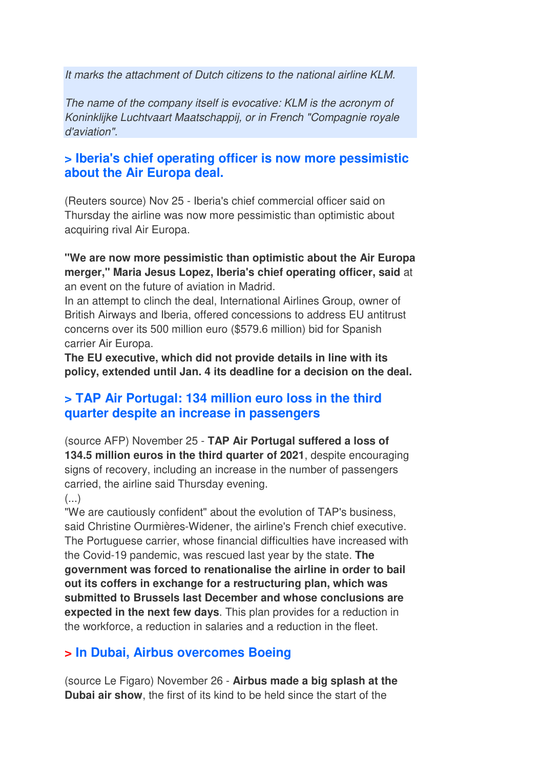*It marks the attachment of Dutch citizens to the national airline KLM.*

*The name of the company itself is evocative: KLM is the acronym of Koninklijke Luchtvaart Maatschappij, or in French "Compagnie royale d'aviation".*

### > Iberia's chief operating officer is now more pessimistic about the Air Europa deal.

(Reuters source) Nov 25 - Iberia's chief commercial officer said on Thursday the airline was now more pessimistic than optimistic about acquiring rival Air Europa.

**"We are now more pessimistic than optimistic about the Air Europa merger," Maria Jesus Lopez, Iberia's chief operating officer, said** at an event on the future of aviation in Madrid.
In an attempt to clinch the deal, International Airlines Group, owner of British Airways and Iberia, offered concessions to address EU antitrust concerns over its 500 million euro ($579.6 million) bid for Spanish carrier Air Europa.
**The EU executive, which did not provide details in line with its policy, extended until Jan. 4 its deadline for a decision on the deal.**

### > TAP Air Portugal: 134 million euro loss in the third quarter despite an increase in passengers

(source AFP) November 25 - **TAP Air Portugal suffered a loss of 134.5 million euros in the third quarter of 2021**, despite encouraging signs of recovery, including an increase in the number of passengers carried, the airline said Thursday evening.
(...)
"We are cautiously confident" about the evolution of TAP's business, said Christine Ourmières-Widener, the airline's French chief executive. The Portuguese carrier, whose financial difficulties have increased with the Covid-19 pandemic, was rescued last year by the state. **The government was forced to renationalise the airline in order to bail out its coffers in exchange for a restructuring plan, which was submitted to Brussels last December and whose conclusions are expected in the next few days**. This plan provides for a reduction in the workforce, a reduction in salaries and a reduction in the fleet.

### > In Dubai, Airbus overcomes Boeing

(source Le Figaro) November 26 - **Airbus made a big splash at the Dubai air show**, the first of its kind to be held since the start of the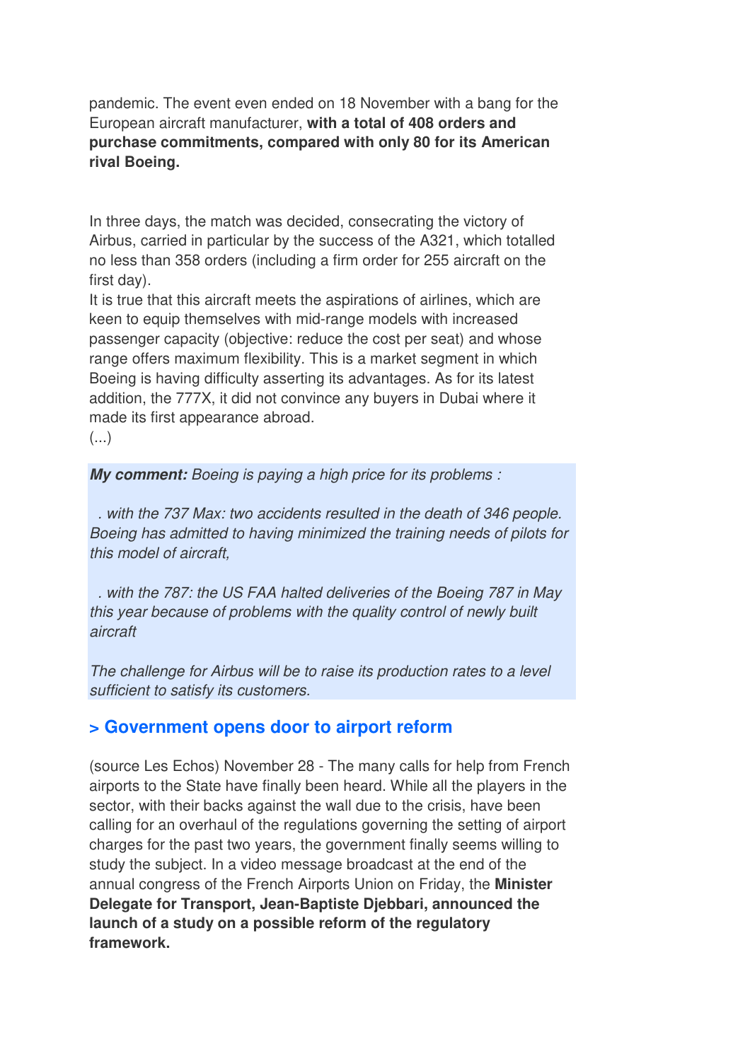pandemic. The event even ended on 18 November with a bang for the European aircraft manufacturer, **with a total of 408 orders and purchase commitments, compared with only 80 for its American rival Boeing.**

In three days, the match was decided, consecrating the victory of Airbus, carried in particular by the success of the A321, which totalled no less than 358 orders (including a firm order for 255 aircraft on the first day).
It is true that this aircraft meets the aspirations of airlines, which are keen to equip themselves with mid-range models with increased passenger capacity (objective: reduce the cost per seat) and whose range offers maximum flexibility. This is a market segment in which Boeing is having difficulty asserting its advantages. As for its latest addition, the 777X, it did not convince any buyers in Dubai where it made its first appearance abroad.
(...)

***My comment:*** *Boeing is paying a high price for its problems :*

*. with the 737 Max: two accidents resulted in the death of 346 people. Boeing has admitted to having minimized the training needs of pilots for this model of aircraft,*

*. with the 787: the US FAA halted deliveries of the Boeing 787 in May this year because of problems with the quality control of newly built aircraft*

*The challenge for Airbus will be to raise its production rates to a level sufficient to satisfy its customers.*

## > Government opens door to airport reform

(source Les Echos) November 28 - The many calls for help from French airports to the State have finally been heard. While all the players in the sector, with their backs against the wall due to the crisis, have been calling for an overhaul of the regulations governing the setting of airport charges for the past two years, the government finally seems willing to study the subject. In a video message broadcast at the end of the annual congress of the French Airports Union on Friday, the **Minister Delegate for Transport, Jean-Baptiste Djebbari, announced the launch of a study on a possible reform of the regulatory framework.**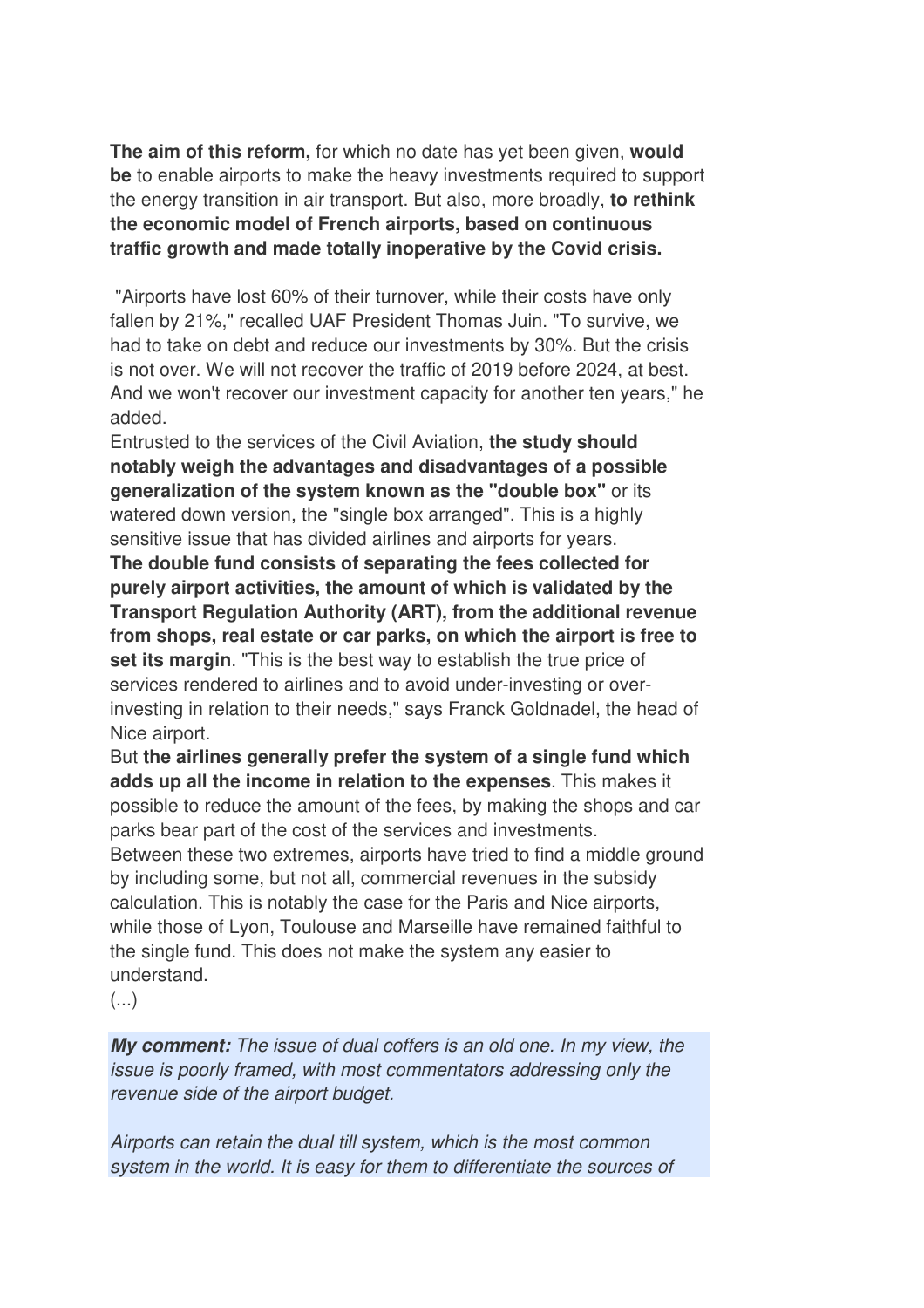**The aim of this reform,** for which no date has yet been given, **would be** to enable airports to make the heavy investments required to support the energy transition in air transport. But also, more broadly, **to rethink the economic model of French airports, based on continuous traffic growth and made totally inoperative by the Covid crisis.**

"Airports have lost 60% of their turnover, while their costs have only fallen by 21%," recalled UAF President Thomas Juin. "To survive, we had to take on debt and reduce our investments by 30%. But the crisis is not over. We will not recover the traffic of 2019 before 2024, at best. And we won't recover our investment capacity for another ten years," he added.

Entrusted to the services of the Civil Aviation, **the study should notably weigh the advantages and disadvantages of a possible generalization of the system known as the "double box"** or its watered down version, the "single box arranged". This is a highly sensitive issue that has divided airlines and airports for years.

**The double fund consists of separating the fees collected for purely airport activities, the amount of which is validated by the Transport Regulation Authority (ART), from the additional revenue from shops, real estate or car parks, on which the airport is free to set its margin**. "This is the best way to establish the true price of services rendered to airlines and to avoid under-investing or over-investing in relation to their needs," says Franck Goldnadel, the head of Nice airport.

But **the airlines generally prefer the system of a single fund which adds up all the income in relation to the expenses**. This makes it possible to reduce the amount of the fees, by making the shops and car parks bear part of the cost of the services and investments.

Between these two extremes, airports have tried to find a middle ground by including some, but not all, commercial revenues in the subsidy calculation. This is notably the case for the Paris and Nice airports, while those of Lyon, Toulouse and Marseille have remained faithful to the single fund. This does not make the system any easier to understand.

(...)

***My comment:*** *The issue of dual coffers is an old one. In my view, the issue is poorly framed, with most commentators addressing only the revenue side of the airport budget.*

*Airports can retain the dual till system, which is the most common system in the world. It is easy for them to differentiate the sources of*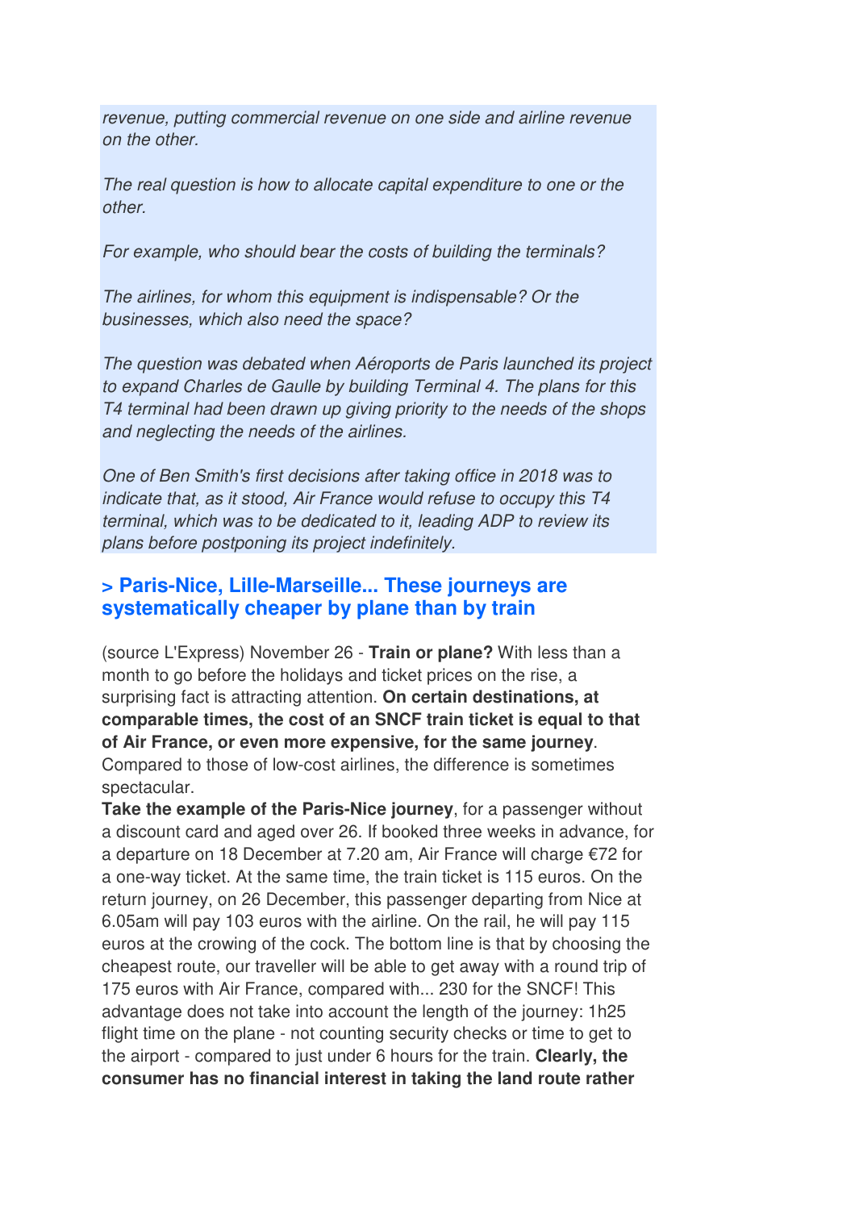*revenue, putting commercial revenue on one side and airline revenue on the other.*

*The real question is how to allocate capital expenditure to one or the other.*

*For example, who should bear the costs of building the terminals?*

*The airlines, for whom this equipment is indispensable? Or the businesses, which also need the space?*

*The question was debated when Aéroports de Paris launched its project to expand Charles de Gaulle by building Terminal 4. The plans for this T4 terminal had been drawn up giving priority to the needs of the shops and neglecting the needs of the airlines.*

*One of Ben Smith's first decisions after taking office in 2018 was to indicate that, as it stood, Air France would refuse to occupy this T4 terminal, which was to be dedicated to it, leading ADP to review its plans before postponing its project indefinitely.*

## > Paris-Nice, Lille-Marseille... These journeys are systematically cheaper by plane than by train

(source L'Express) November 26 - **Train or plane?** With less than a month to go before the holidays and ticket prices on the rise, a surprising fact is attracting attention. **On certain destinations, at comparable times, the cost of an SNCF train ticket is equal to that of Air France, or even more expensive, for the same journey**. Compared to those of low-cost airlines, the difference is sometimes spectacular.

**Take the example of the Paris-Nice journey**, for a passenger without a discount card and aged over 26. If booked three weeks in advance, for a departure on 18 December at 7.20 am, Air France will charge €72 for a one-way ticket. At the same time, the train ticket is 115 euros. On the return journey, on 26 December, this passenger departing from Nice at 6.05am will pay 103 euros with the airline. On the rail, he will pay 115 euros at the crowing of the cock. The bottom line is that by choosing the cheapest route, our traveller will be able to get away with a round trip of 175 euros with Air France, compared with... 230 for the SNCF! This advantage does not take into account the length of the journey: 1h25 flight time on the plane - not counting security checks or time to get to the airport - compared to just under 6 hours for the train. **Clearly, the consumer has no financial interest in taking the land route rather**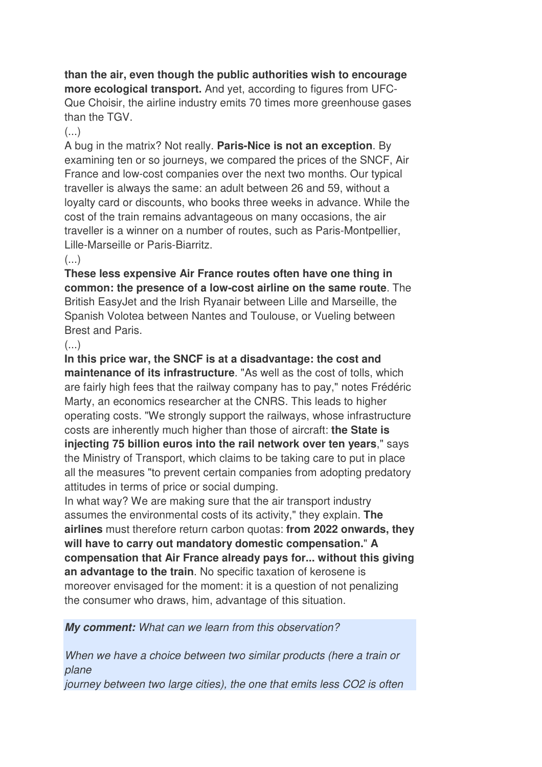**than the air, even though the public authorities wish to encourage more ecological transport.** And yet, according to figures from UFC-Que Choisir, the airline industry emits 70 times more greenhouse gases than the TGV.

(...)

A bug in the matrix? Not really. **Paris-Nice is not an exception**. By examining ten or so journeys, we compared the prices of the SNCF, Air France and low-cost companies over the next two months. Our typical traveller is always the same: an adult between 26 and 59, without a loyalty card or discounts, who books three weeks in advance. While the cost of the train remains advantageous on many occasions, the air traveller is a winner on a number of routes, such as Paris-Montpellier, Lille-Marseille or Paris-Biarritz.

(...)

**These less expensive Air France routes often have one thing in common: the presence of a low-cost airline on the same route**. The British EasyJet and the Irish Ryanair between Lille and Marseille, the Spanish Volotea between Nantes and Toulouse, or Vueling between Brest and Paris.

(...)

**In this price war, the SNCF is at a disadvantage: the cost and maintenance of its infrastructure**. "As well as the cost of tolls, which are fairly high fees that the railway company has to pay," notes Frédéric Marty, an economics researcher at the CNRS. This leads to higher operating costs. "We strongly support the railways, whose infrastructure costs are inherently much higher than those of aircraft: **the State is injecting 75 billion euros into the rail network over ten years**," says the Ministry of Transport, which claims to be taking care to put in place all the measures "to prevent certain companies from adopting predatory attitudes in terms of price or social dumping.

In what way? We are making sure that the air transport industry assumes the environmental costs of its activity," they explain. **The airlines** must therefore return carbon quotas: **from 2022 onwards, they will have to carry out mandatory domestic compensation." A compensation that Air France already pays for... without this giving an advantage to the train**. No specific taxation of kerosene is moreover envisaged for the moment: it is a question of not penalizing the consumer who draws, him, advantage of this situation.

***My comment:*** *What can we learn from this observation?*

*When we have a choice between two similar products (here a train or plane journey between two large cities), the one that emits less CO2 is often*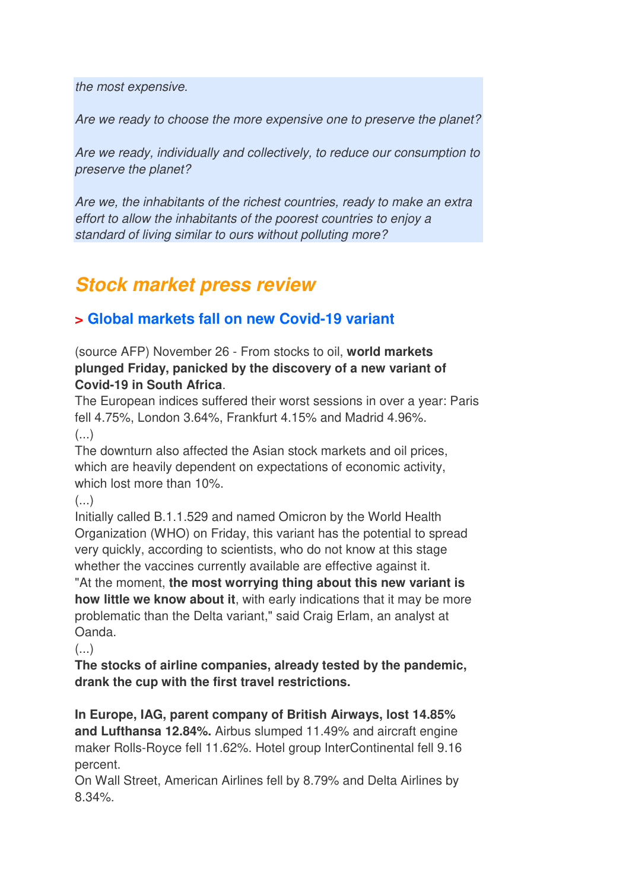*the most expensive.*

*Are we ready to choose the more expensive one to preserve the planet?*

*Are we ready, individually and collectively, to reduce our consumption to preserve the planet?*

*Are we, the inhabitants of the richest countries, ready to make an extra effort to allow the inhabitants of the poorest countries to enjoy a standard of living similar to ours without polluting more?*

## Stock market press review

### > Global markets fall on new Covid-19 variant

(source AFP) November 26 - From stocks to oil, **world markets plunged Friday, panicked by the discovery of a new variant of Covid-19 in South Africa**.
The European indices suffered their worst sessions in over a year: Paris fell 4.75%, London 3.64%, Frankfurt 4.15% and Madrid 4.96%.
(...)
The downturn also affected the Asian stock markets and oil prices, which are heavily dependent on expectations of economic activity, which lost more than 10%.
(...)
Initially called B.1.1.529 and named Omicron by the World Health Organization (WHO) on Friday, this variant has the potential to spread very quickly, according to scientists, who do not know at this stage whether the vaccines currently available are effective against it.
"At the moment, **the most worrying thing about this new variant is how little we know about it**, with early indications that it may be more problematic than the Delta variant," said Craig Erlam, an analyst at Oanda.
(...)
**The stocks of airline companies, already tested by the pandemic, drank the cup with the first travel restrictions.**

**In Europe, IAG, parent company of British Airways, lost 14.85% and Lufthansa 12.84%.** Airbus slumped 11.49% and aircraft engine maker Rolls-Royce fell 11.62%. Hotel group InterContinental fell 9.16 percent.
On Wall Street, American Airlines fell by 8.79% and Delta Airlines by 8.34%.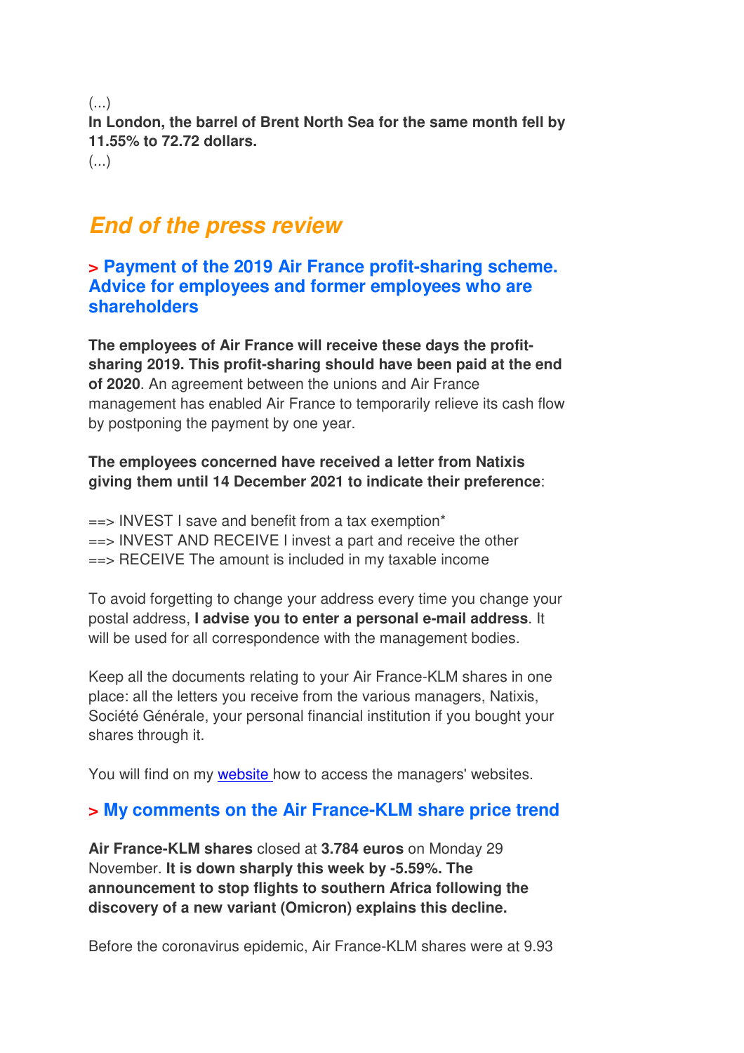(...)

**In London, the barrel of Brent North Sea for the same month fell by 11.55% to 72.72 dollars.**

(...)

## *End of the press review*

### > Payment of the 2019 Air France profit-sharing scheme. Advice for employees and former employees who are shareholders

**The employees of Air France will receive these days the profit-sharing 2019. This profit-sharing should have been paid at the end of 2020**. An agreement between the unions and Air France management has enabled Air France to temporarily relieve its cash flow by postponing the payment by one year.

**The employees concerned have received a letter from Natixis giving them until 14 December 2021 to indicate their preference**:

==> INVEST I save and benefit from a tax exemption*
==> INVEST AND RECEIVE I invest a part and receive the other
==> RECEIVE The amount is included in my taxable income

To avoid forgetting to change your address every time you change your postal address, **I advise you to enter a personal e-mail address**. It will be used for all correspondence with the management bodies.

Keep all the documents relating to your Air France-KLM shares in one place: all the letters you receive from the various managers, Natixis, Société Générale, your personal financial institution if you bought your shares through it.

You will find on my website how to access the managers' websites.

### > My comments on the Air France-KLM share price trend

**Air France-KLM shares** closed at **3.784 euros** on Monday 29 November. **It is down sharply this week by -5.59%. The announcement to stop flights to southern Africa following the discovery of a new variant (Omicron) explains this decline.**

Before the coronavirus epidemic, Air France-KLM shares were at 9.93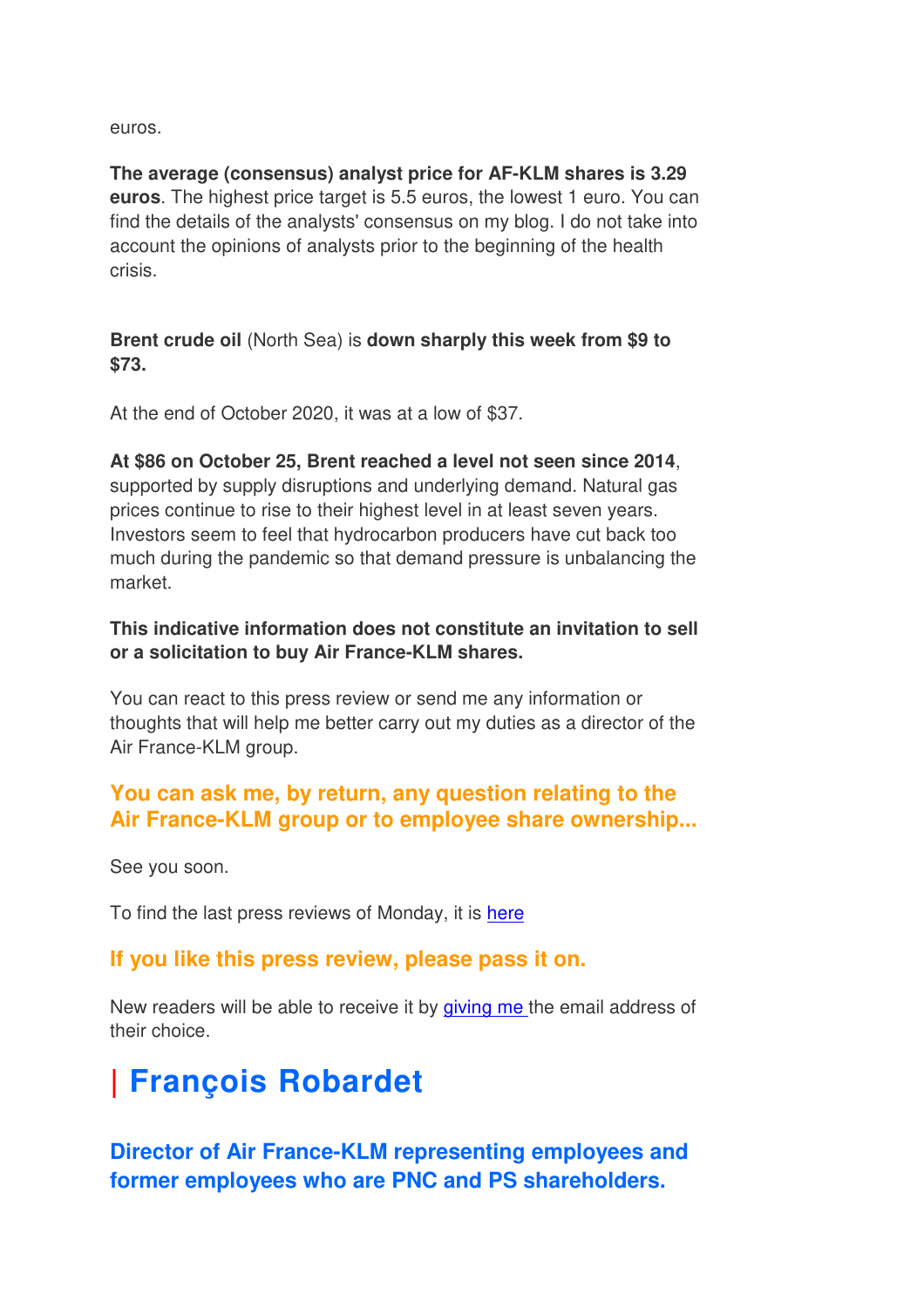euros.

**The average (consensus) analyst price for AF-KLM shares is 3.29 euros**. The highest price target is 5.5 euros, the lowest 1 euro. You can find the details of the analysts' consensus on my blog. I do not take into account the opinions of analysts prior to the beginning of the health crisis.

**Brent crude oil** (North Sea) is **down sharply this week from $9 to $73.**

At the end of October 2020, it was at a low of $37.

**At $86 on October 25, Brent reached a level not seen since 2014**, supported by supply disruptions and underlying demand. Natural gas prices continue to rise to their highest level in at least seven years. Investors seem to feel that hydrocarbon producers have cut back too much during the pandemic so that demand pressure is unbalancing the market.

**This indicative information does not constitute an invitation to sell or a solicitation to buy Air France-KLM shares.**

You can react to this press review or send me any information or thoughts that will help me better carry out my duties as a director of the Air France-KLM group.

### You can ask me, by return, any question relating to the Air France-KLM group or to employee share ownership...

See you soon.

To find the last press reviews of Monday, it is [here]

### If you like this press review, please pass it on.

New readers will be able to receive it by [giving me] the email address of their choice.

# | François Robardet

### Director of Air France-KLM representing employees and former employees who are PNC and PS shareholders.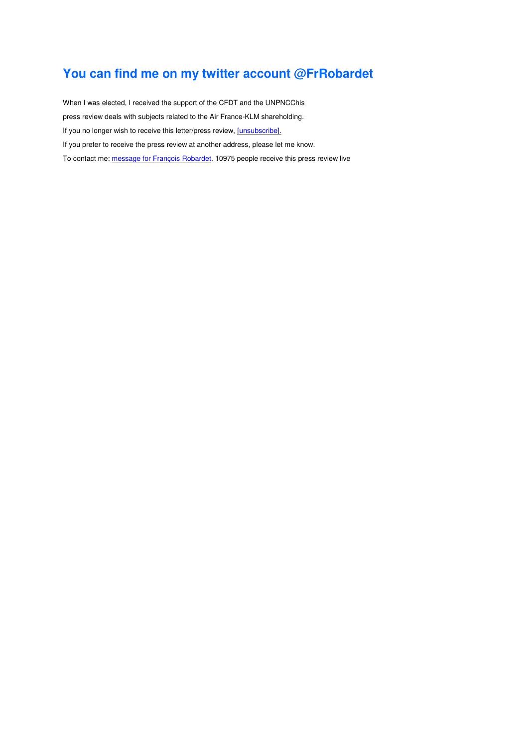## You can find me on my twitter account @FrRobardet

When I was elected, I received the support of the CFDT and the UNPNCChis

press review deals with subjects related to the Air France-KLM shareholding.

If you no longer wish to receive this letter/press review, [unsubscribe].

If you prefer to receive the press review at another address, please let me know.

To contact me: message for François Robardet. 10975 people receive this press review live